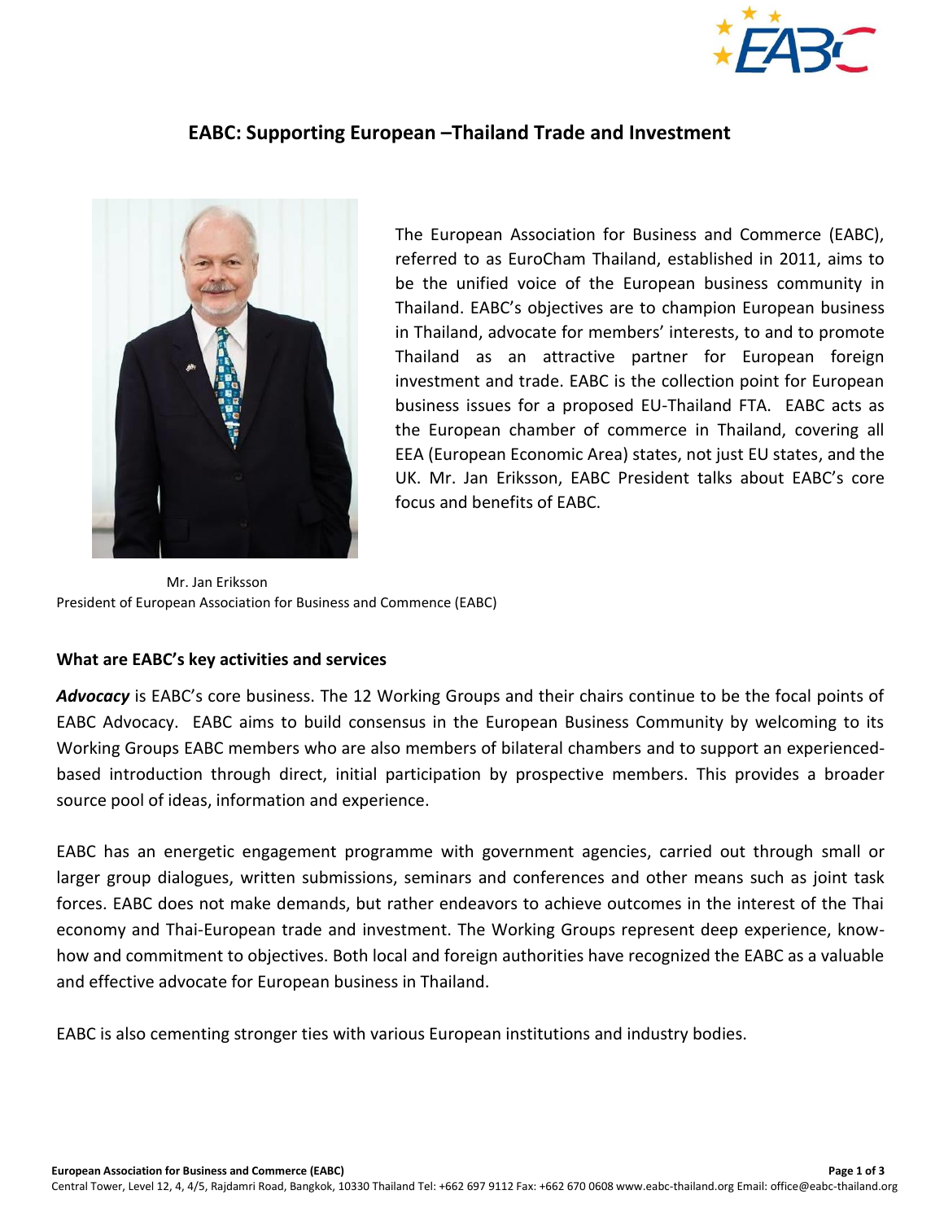# EABC: Supporting European –Thailand Trade and Investment

The European Association for Business and Commerce (EABC), referred to as EuroCham Thailand, established in 2011, aims to be the unified voice of the European business community in Thailand. EABC's objectives are to champion European business in Thailand, advocate for members' interests, to and to promote Thailand as an attractive partner for European foreign investment and trade. EABC is the collection point for European business issues for a proposed EU-Thailand FTA. EABC acts as the European chamber of commerce in Thailand, covering all EEA (European Economic Area) states, not just EU states, and the UK. Mr. Jan Eriksson, EABC President talks about EABC's core focus and benefits of EABC.

Mr. Jan Eriksson
President of European Association for Business and Commence (EABC)

## What are EABC's key activities and services

***Advocacy*** is EABC's core business. The 12 Working Groups and their chairs continue to be the focal points of EABC Advocacy. EABC aims to build consensus in the European Business Community by welcoming to its Working Groups EABC members who are also members of bilateral chambers and to support an experienced-based introduction through direct, initial participation by prospective members. This provides a broader source pool of ideas, information and experience.

EABC has an energetic engagement programme with government agencies, carried out through small or larger group dialogues, written submissions, seminars and conferences and other means such as joint task forces. EABC does not make demands, but rather endeavors to achieve outcomes in the interest of the Thai economy and Thai-European trade and investment. The Working Groups represent deep experience, know-how and commitment to objectives. Both local and foreign authorities have recognized the EABC as a valuable and effective advocate for European business in Thailand.

EABC is also cementing stronger ties with various European institutions and industry bodies.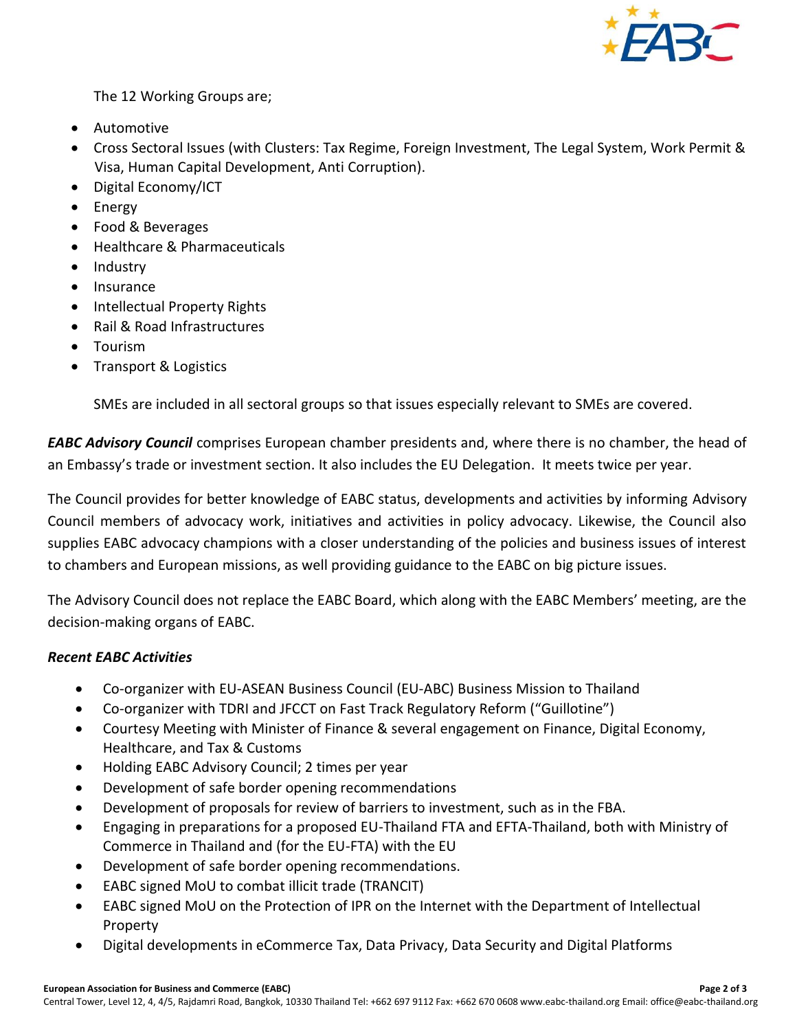The 12 Working Groups are;

- Automotive
- Cross Sectoral Issues (with Clusters: Tax Regime, Foreign Investment, The Legal System, Work Permit & Visa, Human Capital Development, Anti Corruption).
- Digital Economy/ICT
- Energy
- Food & Beverages
- Healthcare & Pharmaceuticals
- Industry
- Insurance
- Intellectual Property Rights
- Rail & Road Infrastructures
- Tourism
- Transport & Logistics

SMEs are included in all sectoral groups so that issues especially relevant to SMEs are covered.

***EABC Advisory Council*** comprises European chamber presidents and, where there is no chamber, the head of an Embassy's trade or investment section. It also includes the EU Delegation. It meets twice per year.

The Council provides for better knowledge of EABC status, developments and activities by informing Advisory Council members of advocacy work, initiatives and activities in policy advocacy. Likewise, the Council also supplies EABC advocacy champions with a closer understanding of the policies and business issues of interest to chambers and European missions, as well providing guidance to the EABC on big picture issues.

The Advisory Council does not replace the EABC Board, which along with the EABC Members' meeting, are the decision-making organs of EABC.

***Recent EABC Activities***

- Co-organizer with EU-ASEAN Business Council (EU-ABC) Business Mission to Thailand
- Co-organizer with TDRI and JFCCT on Fast Track Regulatory Reform ("Guillotine")
- Courtesy Meeting with Minister of Finance & several engagement on Finance, Digital Economy, Healthcare, and Tax & Customs
- Holding EABC Advisory Council; 2 times per year
- Development of safe border opening recommendations
- Development of proposals for review of barriers to investment, such as in the FBA.
- Engaging in preparations for a proposed EU-Thailand FTA and EFTA-Thailand, both with Ministry of Commerce in Thailand and (for the EU-FTA) with the EU
- Development of safe border opening recommendations.
- EABC signed MoU to combat illicit trade (TRANCIT)
- EABC signed MoU on the Protection of IPR on the Internet with the Department of Intellectual Property
- Digital developments in eCommerce Tax, Data Privacy, Data Security and Digital Platforms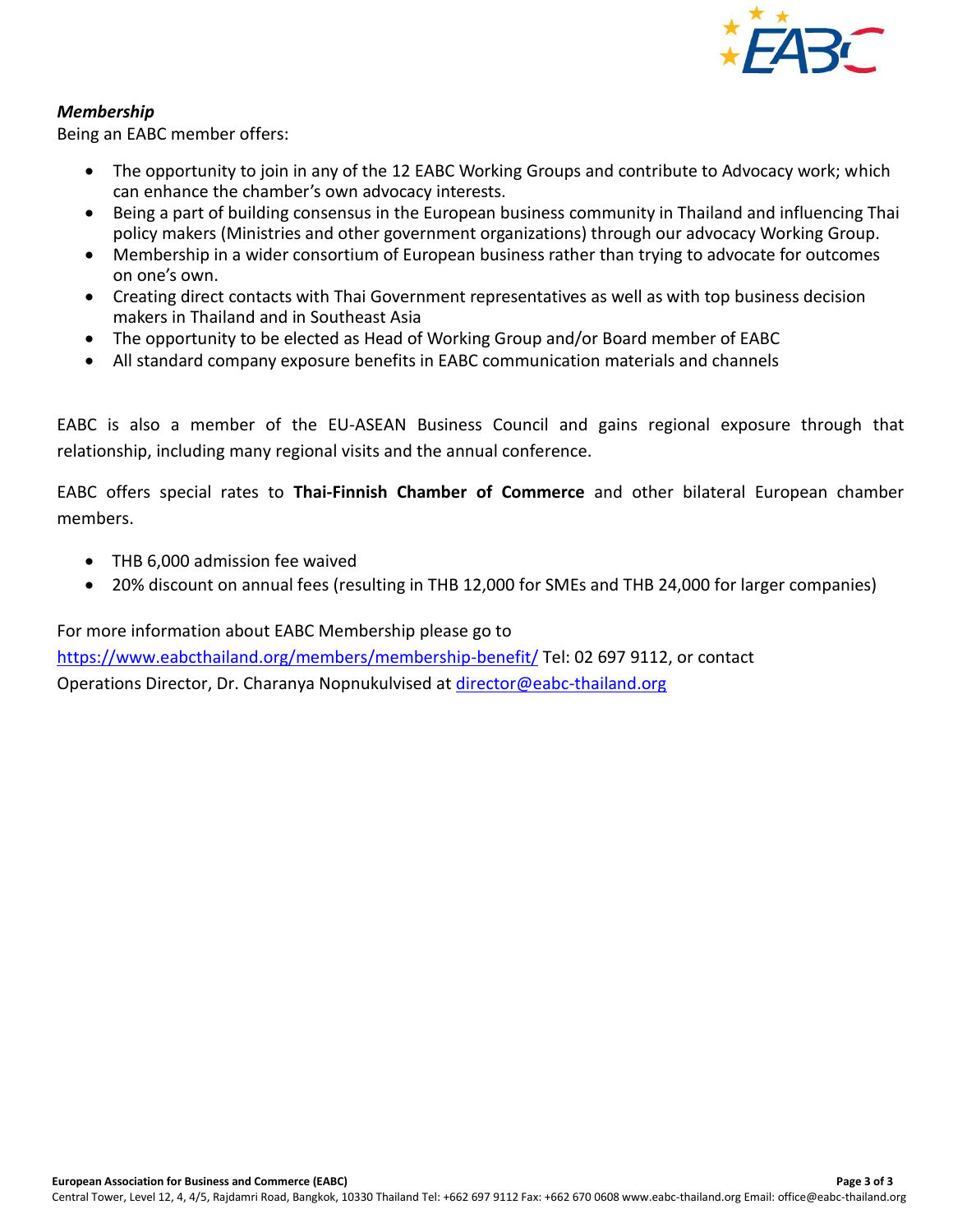***Membership***

Being an EABC member offers:

- The opportunity to join in any of the 12 EABC Working Groups and contribute to Advocacy work; which can enhance the chamber's own advocacy interests.
- Being a part of building consensus in the European business community in Thailand and influencing Thai policy makers (Ministries and other government organizations) through our advocacy Working Group.
- Membership in a wider consortium of European business rather than trying to advocate for outcomes on one's own.
- Creating direct contacts with Thai Government representatives as well as with top business decision makers in Thailand and in Southeast Asia
- The opportunity to be elected as Head of Working Group and/or Board member of EABC
- All standard company exposure benefits in EABC communication materials and channels

EABC is also a member of the EU-ASEAN Business Council and gains regional exposure through that relationship, including many regional visits and the annual conference.

EABC offers special rates to **Thai-Finnish Chamber of Commerce** and other bilateral European chamber members.

- THB 6,000 admission fee waived
- 20% discount on annual fees (resulting in THB 12,000 for SMEs and THB 24,000 for larger companies)

For more information about EABC Membership please go to
https://www.eabcthailand.org/members/membership-benefit/ Tel: 02 697 9112, or contact
Operations Director, Dr. Charanya Nopnukulvised at director@eabc-thailand.org

**European Association for Business and Commerce (EABC)**
Central Tower, Level 12, 4, 4/5, Rajdamri Road, Bangkok, 10330 Thailand Tel: +662 697 9112 Fax: +662 670 0608 www.eabc-thailand.org Email: office@eabc-thailand.org